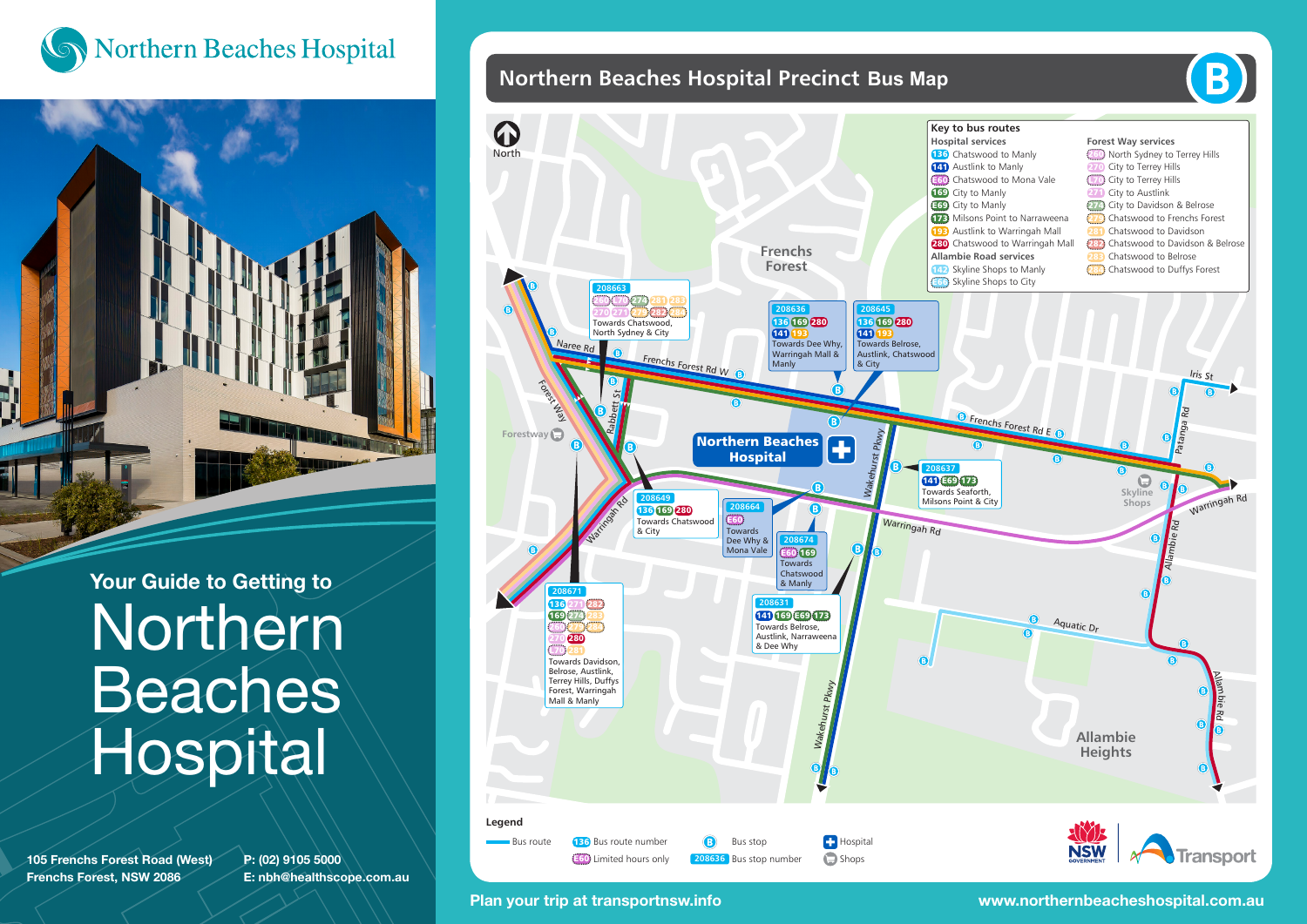# Northern Beaches Hospital

## Your Guide to Getting to

# Northern Beaches Hospital

105 Frenchs Forest Road (West)
Frenchs Forest, NSW 2086

P: (02) 9105 5000
E: nbh@healthscope.com.au

## Northern Beaches Hospital Precinct Bus Map

### Key to bus routes

**Hospital services**
- 136 Chatswood to Manly
- 141 Austlink to Manly
- E60 Chatswood to Mona Vale
- 169 City to Manly
- E69 City to Manly
- 173 Milsons Point to Narraweena
- 193 Austlink to Warringah Mall
- 280 Chatswood to Warringah Mall

**Allambie Road services**
- 142 Skyline Shops to Manly
- E77 Skyline Shops to City

**Forest Way services**
- 270 North Sydney to Terrey Hills
- 270 City to Terrey Hills
- 170 City to Terrey Hills
- 271 City to Austlink
- 274 City to Davidson & Belrose
- 280 Chatswood to Frenchs Forest
- 281 Chatswood to Davidson
- 282 Chatswood to Davidson & Belrose
- 283 Chatswood to Belrose
- 284 Chatswood to Duffys Forest

### Bus stops

- **208663**: Towards Chatswood, North Sydney & City
- **208636** (136, 169, 280, 141, 193): Towards Dee Why, Warringah Mall & Manly
- **208645** (136, 169, 280, 141, 193): Towards Belrose, Austlink, Chatswood & City
- **208637** (141, E69, 173): Towards Seaforth, Milsons Point & City
- **208649** (136, 169, 280): Towards Chatswood & City
- **208664** (E60): Towards Dee Why & Mona Vale
- **208674** (E60, 169): Towards Chatswood & Manly
- **208631** (141, 169, E69, 173): Towards Belrose, Austlink, Narraweena & Dee Why
- **208671** (136, 271, 169, 274, 283, 270, 280, 170, 281): Towards Davidson, Belrose, Austlink, Terrey Hills, Duffys Forest, Warringah Mall & Manly

### Legend

- Bus route
- 136 Bus route number
- E60 Limited hours only
- Bus stop
- 208636 Bus stop number
- Hospital
- Shops

Plan your trip at transportnsw.info

www.northernbeacheshospital.com.au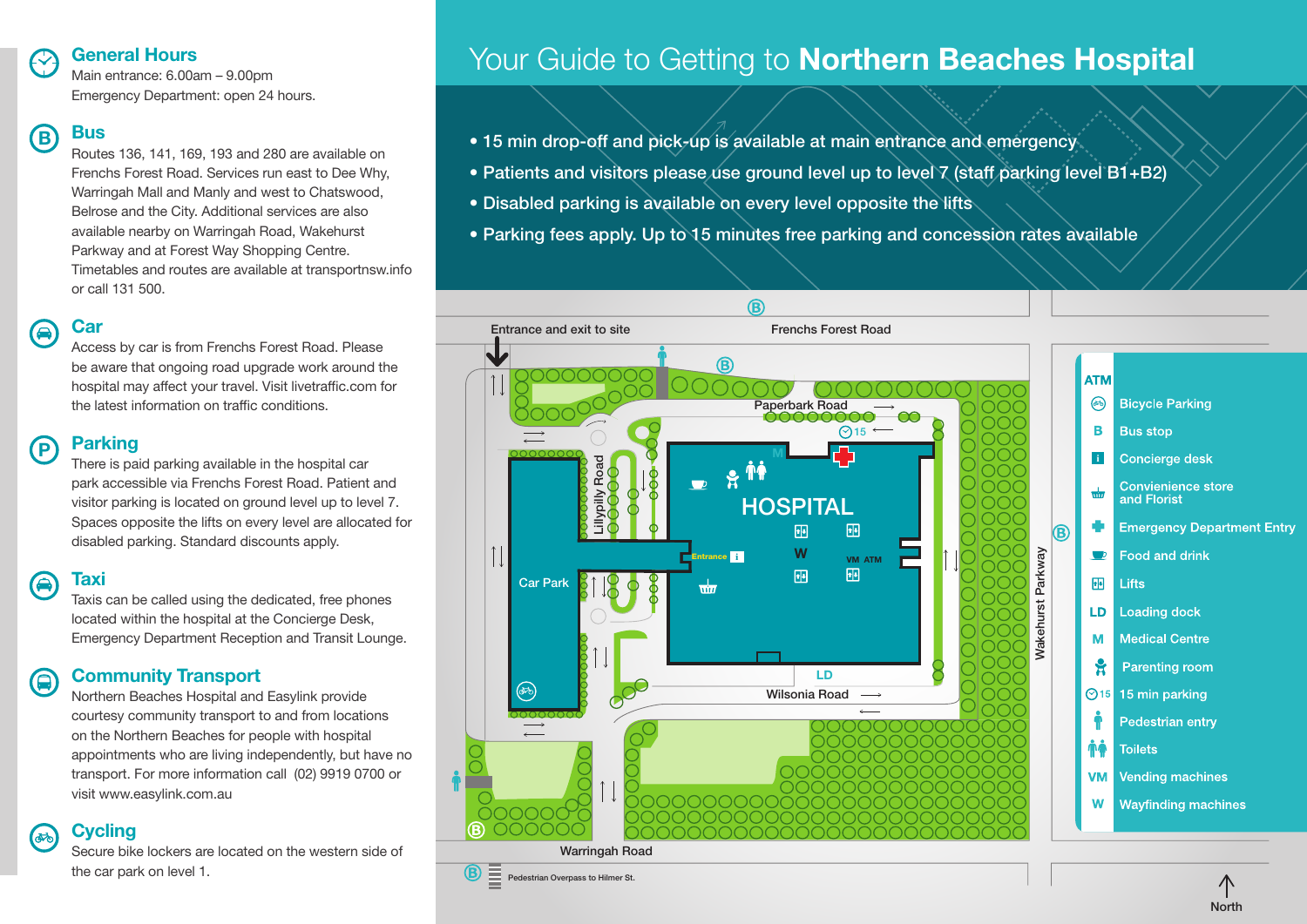## General Hours

Main entrance: 6.00am – 9.00pm
Emergency Department: open 24 hours.

## Bus

Routes 136, 141, 169, 193 and 280 are available on Frenchs Forest Road. Services run east to Dee Why, Warringah Mall and Manly and west to Chatswood, Belrose and the City. Additional services are also available nearby on Warringah Road, Wakehurst Parkway and at Forest Way Shopping Centre. Timetables and routes are available at transportnsw.info or call 131 500.

## Car

Access by car is from Frenchs Forest Road. Please be aware that ongoing road upgrade work around the hospital may affect your travel. Visit livetraffic.com for the latest information on traffic conditions.

## Parking

There is paid parking available in the hospital car park accessible via Frenchs Forest Road. Patient and visitor parking is located on ground level up to level 7. Spaces opposite the lifts on every level are allocated for disabled parking. Standard discounts apply.

## Taxi

Taxis can be called using the dedicated, free phones located within the hospital at the Concierge Desk, Emergency Department Reception and Transit Lounge.

## Community Transport

Northern Beaches Hospital and Easylink provide courtesy community transport to and from locations on the Northern Beaches for people with hospital appointments who are living independently, but have no transport. For more information call (02) 9919 0700 or visit www.easylink.com.au

## Cycling

Secure bike lockers are located on the western side of the car park on level 1.

# Your Guide to Getting to **Northern Beaches Hospital**

- 15 min drop-off and pick-up is available at main entrance and emergency
- Patients and visitors please use ground level up to level 7 (staff parking level B1+B2)
- Disabled parking is available on every level opposite the lifts
- Parking fees apply. Up to 15 minutes free parking and concession rates available

Entrance and exit to site
Frenchs Forest Road
Paperbark Road
Lillypilly Road
Car Park
HOSPITAL
Entrance
W
VM ATM
LD
Wilsonia Road
Wakehurst Parkway
Warringah Road
Pedestrian Overpass to Hilmer St.
North

- ATM
- Bicycle Parking
- B Bus stop
- Concierge desk
- Convienience store and Florist
- Emergency Department Entry
- Food and drink
- Lifts
- LD Loading dock
- M Medical Centre
- Parenting room
- 15 15 min parking
- Pedestrian entry
- Toilets
- VM Vending machines
- W Wayfinding machines